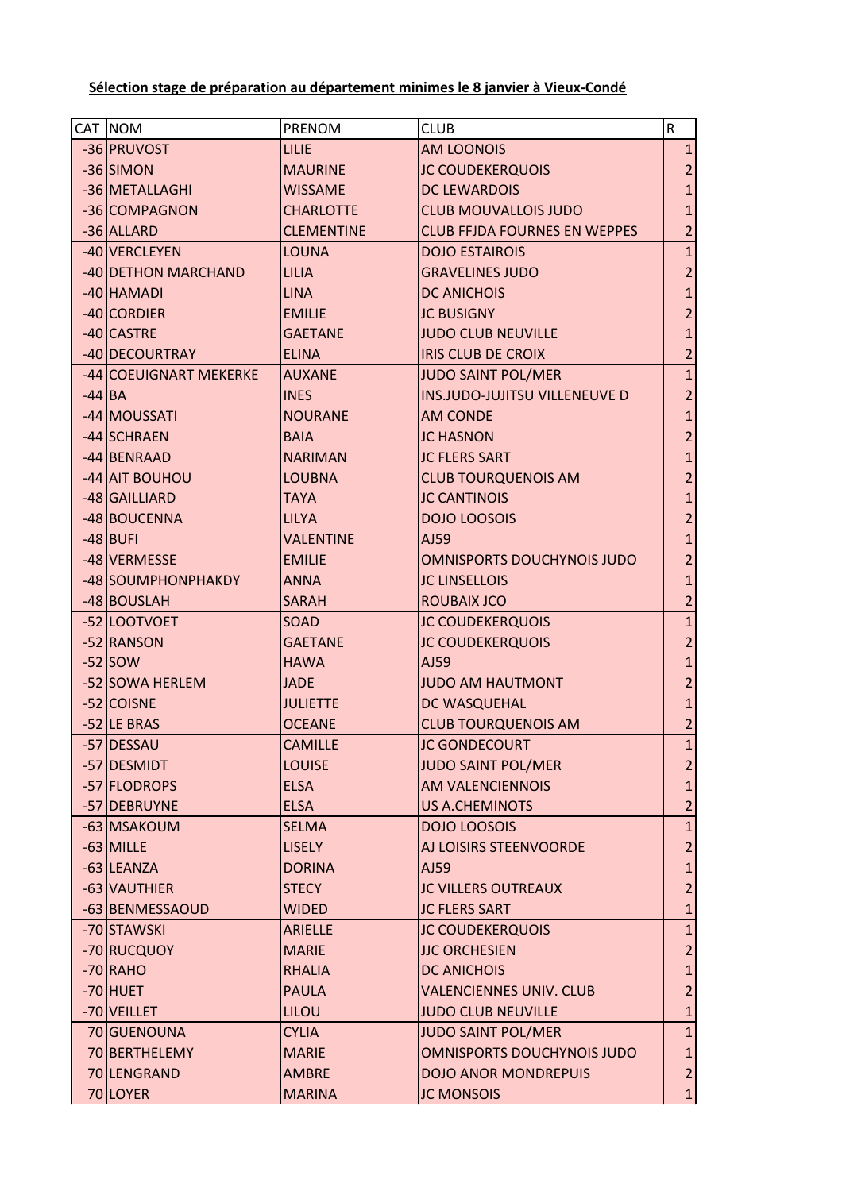**Sélection stage de préparation au département minimes le 8 janvier à Vieux-Condé**

| CAT | NOM | PRENOM | CLUB | R |
|---|---|---|---|---|
| -36 | PRUVOST | LILIE | AM LOONOIS | 1 |
| -36 | SIMON | MAURINE | JC COUDEKERQUOIS | 2 |
| -36 | METALLAGHI | WISSAME | DC LEWARDOIS | 1 |
| -36 | COMPAGNON | CHARLOTTE | CLUB MOUVALLOIS JUDO | 1 |
| -36 | ALLARD | CLEMENTINE | CLUB FFJDA FOURNES EN WEPPES | 2 |
| -40 | VERCLEYEN | LOUNA | DOJO ESTAIROIS | 1 |
| -40 | DETHON MARCHAND | LILIA | GRAVELINES JUDO | 2 |
| -40 | HAMADI | LINA | DC ANICHOIS | 1 |
| -40 | CORDIER | EMILIE | JC BUSIGNY | 2 |
| -40 | CASTRE | GAETANE | JUDO CLUB NEUVILLE | 1 |
| -40 | DECOURTRAY | ELINA | IRIS CLUB DE CROIX | 2 |
| -44 | COEUIGNART MEKERKE | AUXANE | JUDO SAINT POL/MER | 1 |
| -44 | BA | INES | INS.JUDO-JUJITSU VILLENEUVE D | 2 |
| -44 | MOUSSATI | NOURANE | AM CONDE | 1 |
| -44 | SCHRAEN | BAIA | JC HASNON | 2 |
| -44 | BENRAAD | NARIMAN | JC FLERS SART | 1 |
| -44 | AIT BOUHOU | LOUBNA | CLUB TOURQUENOIS AM | 2 |
| -48 | GAILLIARD | TAYA | JC CANTINOIS | 1 |
| -48 | BOUCENNA | LILYA | DOJO LOOSOIS | 2 |
| -48 | BUFI | VALENTINE | AJ59 | 1 |
| -48 | VERMESSE | EMILIE | OMNISPORTS DOUCHYNOIS JUDO | 2 |
| -48 | SOUMPHONPHAKDY | ANNA | JC LINSELLOIS | 1 |
| -48 | BOUSLAH | SARAH | ROUBAIX JCO | 2 |
| -52 | LOOTVOET | SOAD | JC COUDEKERQUOIS | 1 |
| -52 | RANSON | GAETANE | JC COUDEKERQUOIS | 2 |
| -52 | SOW | HAWA | AJ59 | 1 |
| -52 | SOWA HERLEM | JADE | JUDO AM HAUTMONT | 2 |
| -52 | COISNE | JULIETTE | DC WASQUEHAL | 1 |
| -52 | LE BRAS | OCEANE | CLUB TOURQUENOIS AM | 2 |
| -57 | DESSAU | CAMILLE | JC GONDECOURT | 1 |
| -57 | DESMIDT | LOUISE | JUDO SAINT POL/MER | 2 |
| -57 | FLODROPS | ELSA | AM VALENCIENNOIS | 1 |
| -57 | DEBRUYNE | ELSA | US A.CHEMINOTS | 2 |
| -63 | MSAKOUM | SELMA | DOJO LOOSOIS | 1 |
| -63 | MILLE | LISELY | AJ LOISIRS STEENVOORDE | 2 |
| -63 | LEANZA | DORINA | AJ59 | 1 |
| -63 | VAUTHIER | STECY | JC VILLERS OUTREAUX | 2 |
| -63 | BENMESSAOUD | WIDED | JC FLERS SART | 1 |
| -70 | STAWSKI | ARIELLE | JC COUDEKERQUOIS | 1 |
| -70 | RUCQUOY | MARIE | JJC ORCHESIEN | 2 |
| -70 | RAHO | RHALIA | DC ANICHOIS | 1 |
| -70 | HUET | PAULA | VALENCIENNES UNIV. CLUB | 2 |
| -70 | VEILLET | LILOU | JUDO CLUB NEUVILLE | 1 |
| 70 | GUENOUNA | CYLIA | JUDO SAINT POL/MER | 1 |
| 70 | BERTHELEMY | MARIE | OMNISPORTS DOUCHYNOIS JUDO | 1 |
| 70 | LENGRAND | AMBRE | DOJO ANOR MONDREPUIS | 2 |
| 70 | LOYER | MARINA | JC MONSOIS | 1 |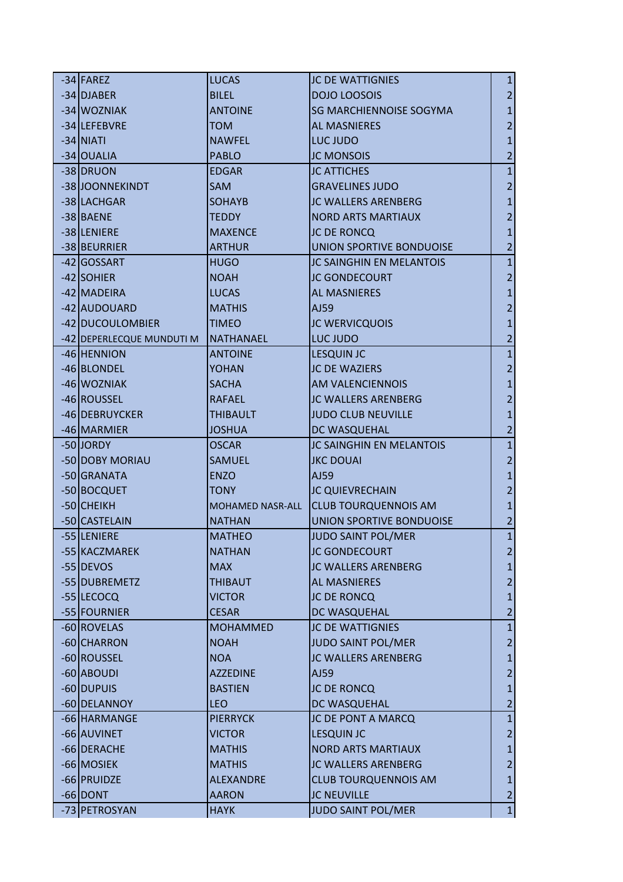| | | | | |
|---|---|---|---|---|
| -34 | FAREZ | LUCAS | JC DE WATTIGNIES | 1 |
| -34 | DJABER | BILEL | DOJO LOOSOIS | 2 |
| -34 | WOZNIAK | ANTOINE | SG MARCHIENNOISE SOGYMA | 1 |
| -34 | LEFEBVRE | TOM | AL MASNIERES | 2 |
| -34 | NIATI | NAWFEL | LUC JUDO | 1 |
| -34 | OUALIA | PABLO | JC MONSOIS | 2 |
| -38 | DRUON | EDGAR | JC ATTICHES | 1 |
| -38 | JOONNEKINDT | SAM | GRAVELINES JUDO | 2 |
| -38 | LACHGAR | SOHAYB | JC WALLERS ARENBERG | 1 |
| -38 | BAENE | TEDDY | NORD ARTS MARTIAUX | 2 |
| -38 | LENIERE | MAXENCE | JC DE RONCQ | 1 |
| -38 | BEURRIER | ARTHUR | UNION SPORTIVE BONDUOISE | 2 |
| -42 | GOSSART | HUGO | JC SAINGHIN EN MELANTOIS | 1 |
| -42 | SOHIER | NOAH | JC GONDECOURT | 2 |
| -42 | MADEIRA | LUCAS | AL MASNIERES | 1 |
| -42 | AUDOUARD | MATHIS | AJ59 | 2 |
| -42 | DUCOULOMBIER | TIMEO | JC WERVICQUOIS | 1 |
| -42 | DEPERLECQUE MUNDUTI M | NATHANAEL | LUC JUDO | 2 |
| -46 | HENNION | ANTOINE | LESQUIN JC | 1 |
| -46 | BLONDEL | YOHAN | JC DE WAZIERS | 2 |
| -46 | WOZNIAK | SACHA | AM VALENCIENNOIS | 1 |
| -46 | ROUSSEL | RAFAEL | JC WALLERS ARENBERG | 2 |
| -46 | DEBRUYCKER | THIBAULT | JUDO CLUB NEUVILLE | 1 |
| -46 | MARMIER | JOSHUA | DC WASQUEHAL | 2 |
| -50 | JORDY | OSCAR | JC SAINGHIN EN MELANTOIS | 1 |
| -50 | DOBY MORIAU | SAMUEL | JKC DOUAI | 2 |
| -50 | GRANATA | ENZO | AJ59 | 1 |
| -50 | BOCQUET | TONY | JC QUIEVRECHAIN | 2 |
| -50 | CHEIKH | MOHAMED NASR-ALL | CLUB TOURQUENNOIS AM | 1 |
| -50 | CASTELAIN | NATHAN | UNION SPORTIVE BONDUOISE | 2 |
| -55 | LENIERE | MATHEO | JUDO SAINT POL/MER | 1 |
| -55 | KACZMAREK | NATHAN | JC GONDECOURT | 2 |
| -55 | DEVOS | MAX | JC WALLERS ARENBERG | 1 |
| -55 | DUBREMETZ | THIBAUT | AL MASNIERES | 2 |
| -55 | LECOCQ | VICTOR | JC DE RONCQ | 1 |
| -55 | FOURNIER | CESAR | DC WASQUEHAL | 2 |
| -60 | ROVELAS | MOHAMMED | JC DE WATTIGNIES | 1 |
| -60 | CHARRON | NOAH | JUDO SAINT POL/MER | 2 |
| -60 | ROUSSEL | NOA | JC WALLERS ARENBERG | 1 |
| -60 | ABOUDI | AZZEDINE | AJ59 | 2 |
| -60 | DUPUIS | BASTIEN | JC DE RONCQ | 1 |
| -60 | DELANNOY | LEO | DC WASQUEHAL | 2 |
| -66 | HARMANGE | PIERRYCK | JC DE PONT A MARCQ | 1 |
| -66 | AUVINET | VICTOR | LESQUIN JC | 2 |
| -66 | DERACHE | MATHIS | NORD ARTS MARTIAUX | 1 |
| -66 | MOSIEK | MATHIS | JC WALLERS ARENBERG | 2 |
| -66 | PRUIDZE | ALEXANDRE | CLUB TOURQUENNOIS AM | 1 |
| -66 | DONT | AARON | JC NEUVILLE | 2 |
| -73 | PETROSYAN | HAYK | JUDO SAINT POL/MER | 1 |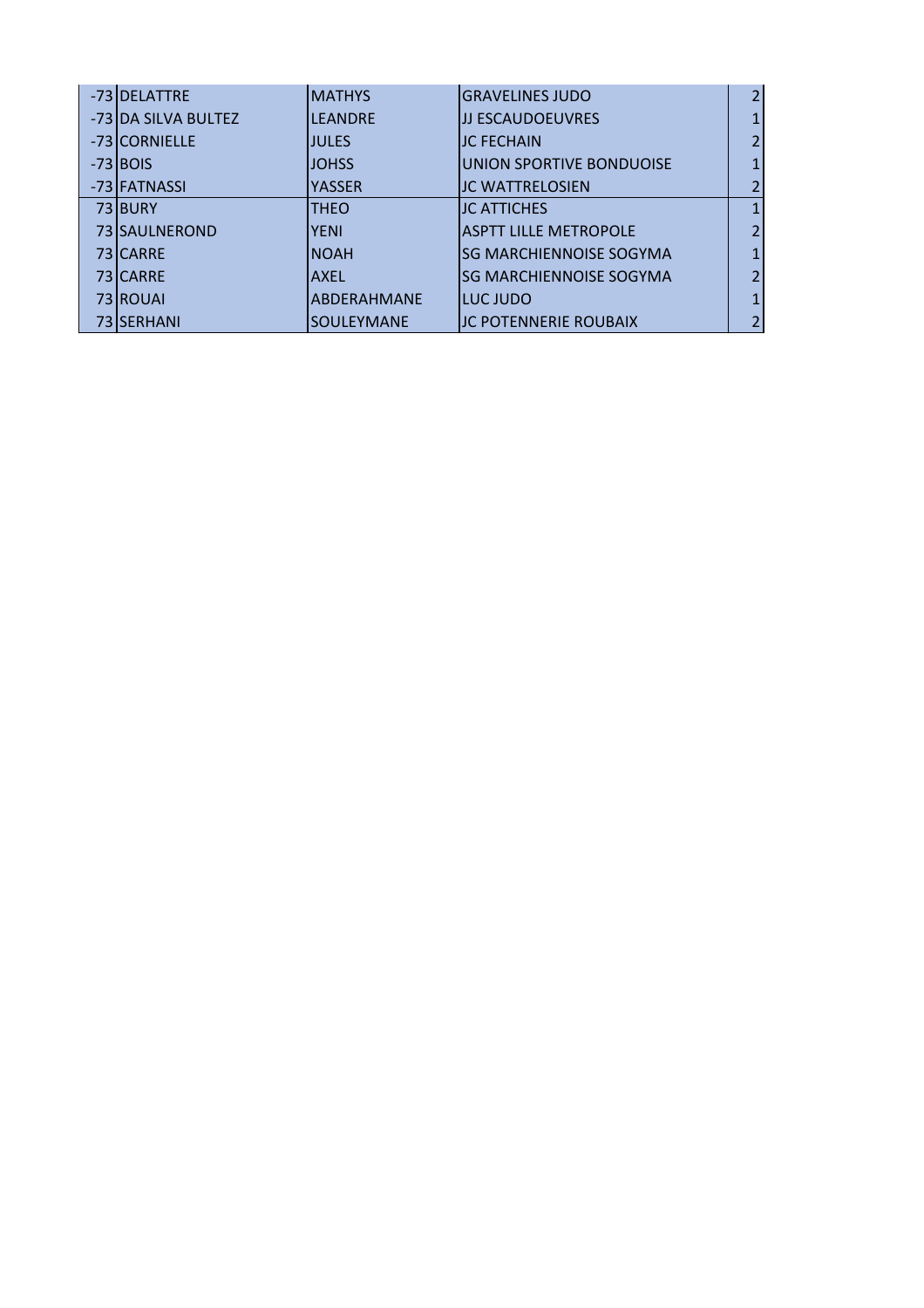| | | | | |
|---|---|---|---|---|
| -73 | DELATTRE | MATHYS | GRAVELINES JUDO | 2 |
| -73 | DA SILVA BULTEZ | LEANDRE | JJ ESCAUDOEUVRES | 1 |
| -73 | CORNIELLE | JULES | JC FECHAIN | 2 |
| -73 | BOIS | JOHSS | UNION SPORTIVE BONDUOISE | 1 |
| -73 | FATNASSI | YASSER | JC WATTRELOSIEN | 2 |
| 73 | BURY | THEO | JC ATTICHES | 1 |
| 73 | SAULNEROND | YENI | ASPTT LILLE METROPOLE | 2 |
| 73 | CARRE | NOAH | SG MARCHIENNOISE SOGYMA | 1 |
| 73 | CARRE | AXEL | SG MARCHIENNOISE SOGYMA | 2 |
| 73 | ROUAI | ABDERAHMANE | LUC JUDO | 1 |
| 73 | SERHANI | SOULEYMANE | JC POTENNERIE ROUBAIX | 2 |